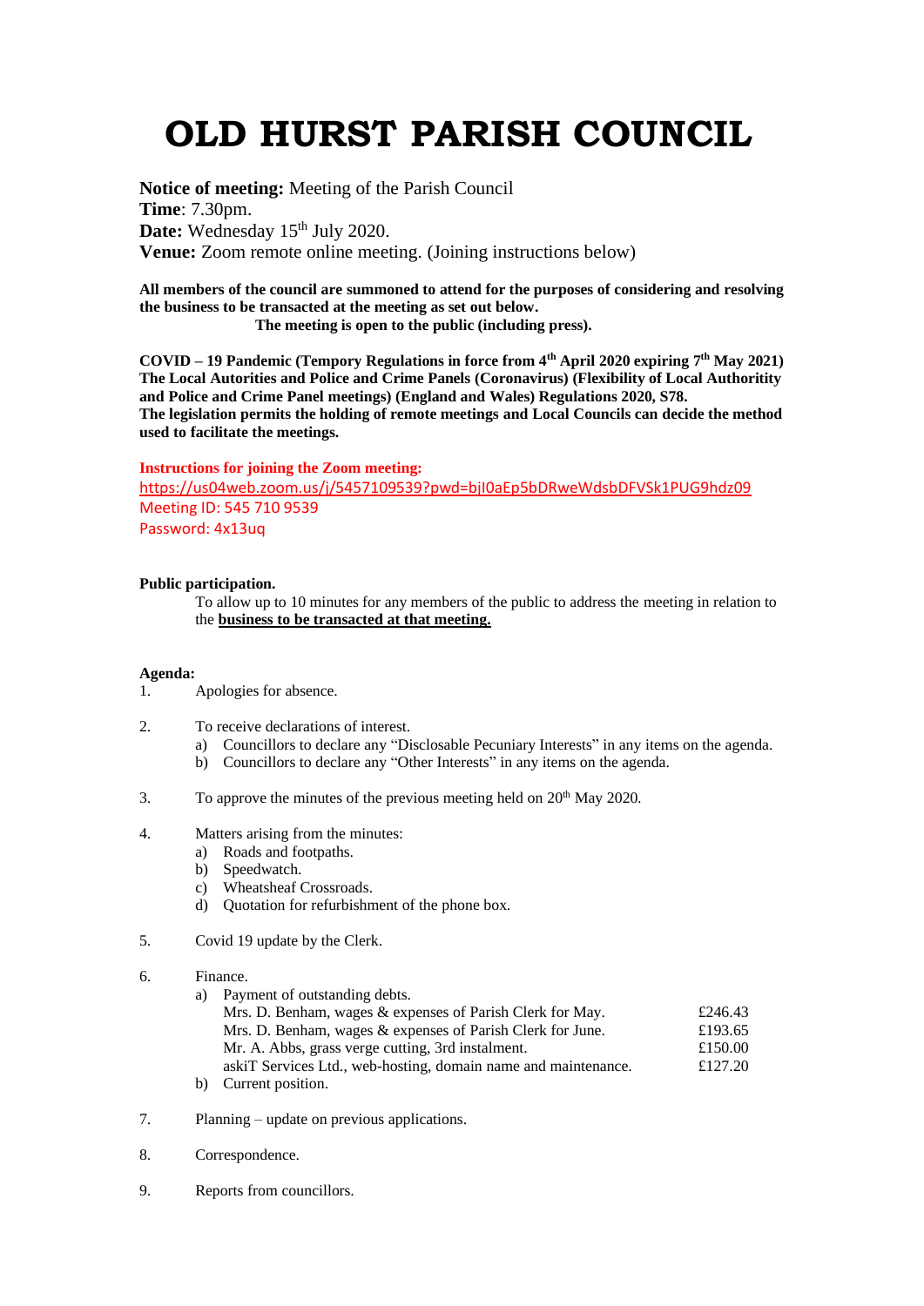# OLD HURST PARISH COUNCIL

**Notice of meeting:** Meeting of the Parish Council
**Time**: 7.30pm.
**Date:** Wednesday 15th July 2020.
**Venue:** Zoom remote online meeting. (Joining instructions below)

**All members of the council are summoned to attend for the purposes of considering and resolving the business to be transacted at the meeting as set out below.**
**The meeting is open to the public (including press).**

**COVID – 19 Pandemic (Tempory Regulations in force from 4th April 2020 expiring 7th May 2021) The Local Autorities and Police and Crime Panels (Coronavirus) (Flexibility of Local Authority and Police and Crime Panel meetings) (England and Wales) Regulations 2020, S78.**
**The legislation permits the holding of remote meetings and Local Councils can decide the method used to facilitate the meetings.**

**Instructions for joining the Zoom meeting:**
https://us04web.zoom.us/j/5457109539?pwd=bjI0aEp5bDRweWdsbDFVSk1PUG9hdz09
Meeting ID: 545 710 9539
Password: 4x13uq

**Public participation.**

To allow up to 10 minutes for any members of the public to address the meeting in relation to the **business to be transacted at that meeting.**

**Agenda:**

1. Apologies for absence.

2. To receive declarations of interest.
   a) Councillors to declare any "Disclosable Pecuniary Interests" in any items on the agenda.
   b) Councillors to declare any "Other Interests" in any items on the agenda.

3. To approve the minutes of the previous meeting held on 20th May 2020.

4. Matters arising from the minutes:
   a) Roads and footpaths.
   b) Speedwatch.
   c) Wheatsheaf Crossroads.
   d) Quotation for refurbishment of the phone box.

5. Covid 19 update by the Clerk.

6. Finance.
   a) Payment of outstanding debts.

   | | |
   |---|---|
   | Mrs. D. Benham, wages & expenses of Parish Clerk for May. | £246.43 |
   | Mrs. D. Benham, wages & expenses of Parish Clerk for June. | £193.65 |
   | Mr. A. Abbs, grass verge cutting, 3rd instalment. | £150.00 |
   | askiT Services Ltd., web-hosting, domain name and maintenance. | £127.20 |

   b) Current position.

7. Planning – update on previous applications.

8. Correspondence.

9. Reports from councillors.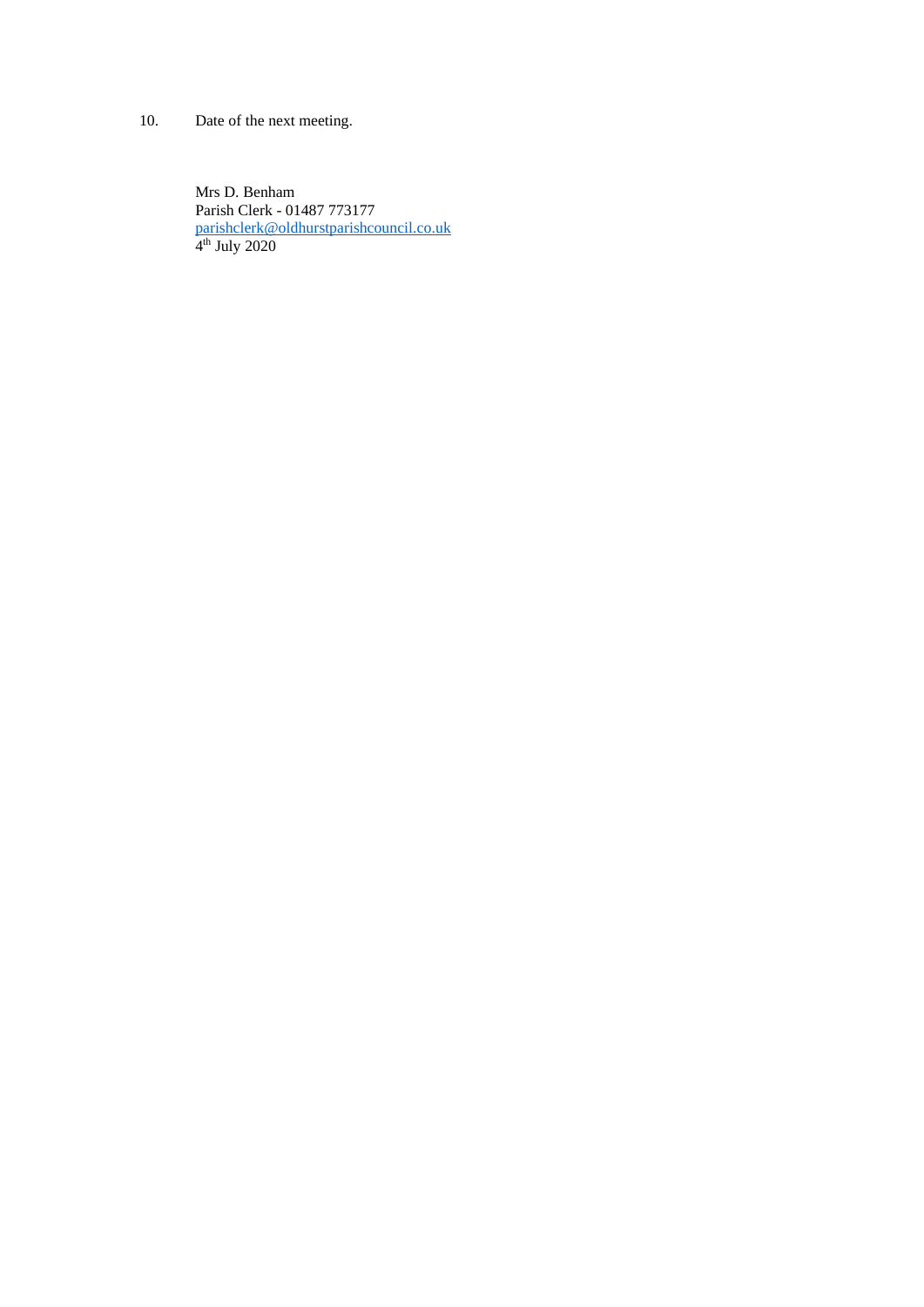10. Date of the next meeting.

Mrs D. Benham
Parish Clerk - 01487 773177
parishclerk@oldhurstparishcouncil.co.uk
4th July 2020